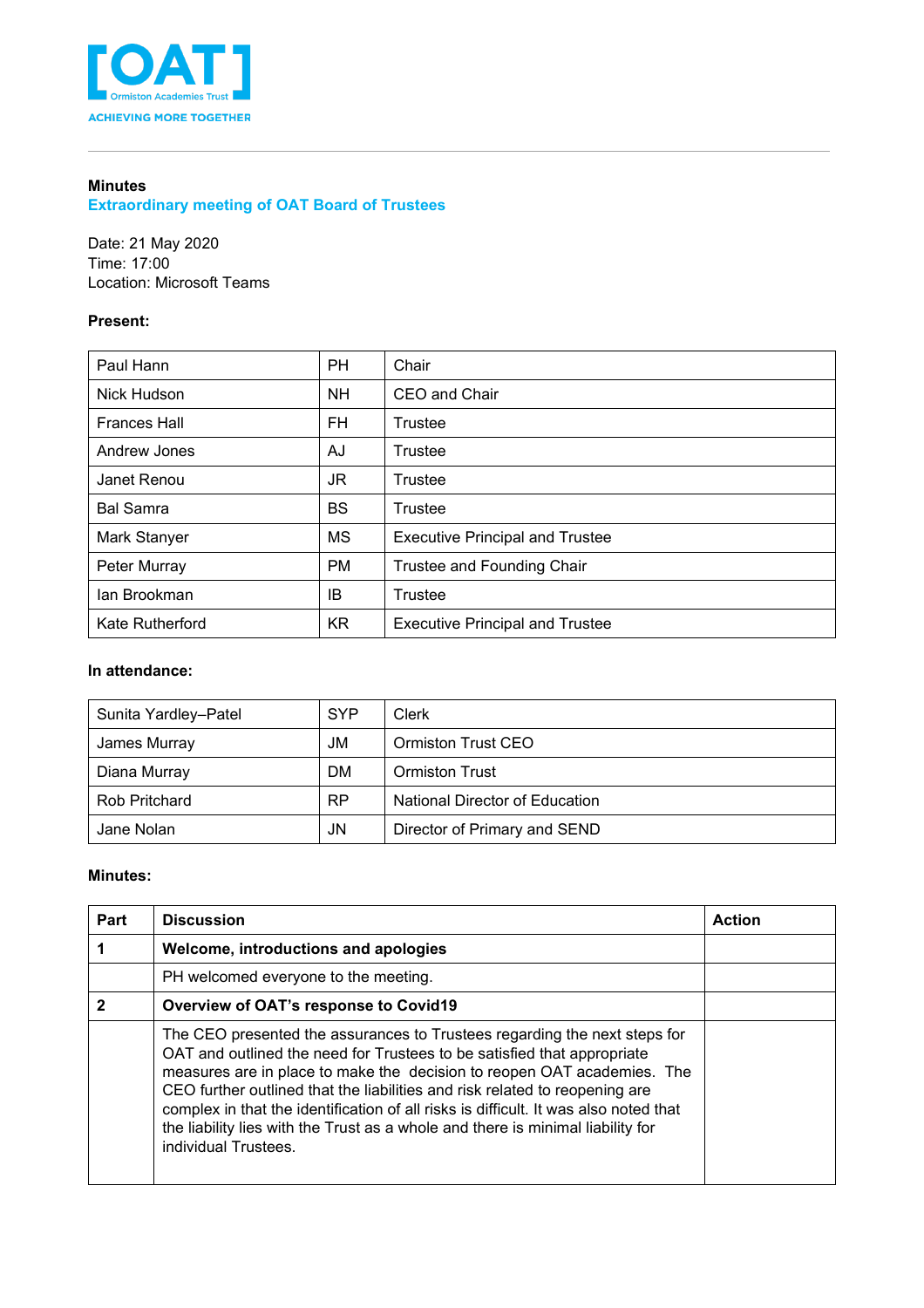[OAT] Ormiston Academies Trust
ACHIEVING MORE TOGETHER

**Minutes**

## Extraordinary meeting of OAT Board of Trustees

Date: 21 May 2020
Time: 17:00
Location: Microsoft Teams

**Present:**

| | | |
|---|---|---|
| Paul Hann | PH | Chair |
| Nick Hudson | NH | CEO and Chair |
| Frances Hall | FH | Trustee |
| Andrew Jones | AJ | Trustee |
| Janet Renou | JR | Trustee |
| Bal Samra | BS | Trustee |
| Mark Stanyer | MS | Executive Principal and Trustee |
| Peter Murray | PM | Trustee and Founding Chair |
| Ian Brookman | IB | Trustee |
| Kate Rutherford | KR | Executive Principal and Trustee |

**In attendance:**

| | | |
|---|---|---|
| Sunita Yardley–Patel | SYP | Clerk |
| James Murray | JM | Ormiston Trust CEO |
| Diana Murray | DM | Ormiston Trust |
| Rob Pritchard | RP | National Director of Education |
| Jane Nolan | JN | Director of Primary and SEND |

**Minutes:**

| Part | Discussion | Action |
|---|---|---|
| **1** | **Welcome, introductions and apologies** | |
| | PH welcomed everyone to the meeting. | |
| **2** | **Overview of OAT's response to Covid19** | |
| | The CEO presented the assurances to Trustees regarding the next steps for OAT and outlined the need for Trustees to be satisfied that appropriate measures are in place to make the decision to reopen OAT academies. The CEO further outlined that the liabilities and risk related to reopening are complex in that the identification of all risks is difficult. It was also noted that the liability lies with the Trust as a whole and there is minimal liability for individual Trustees. | |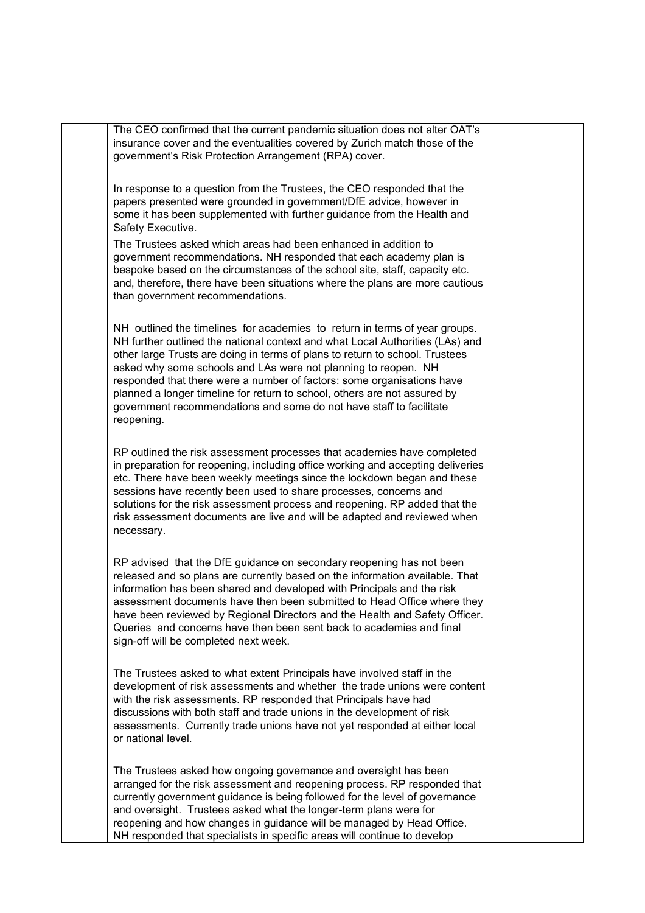The CEO confirmed that the current pandemic situation does not alter OAT's insurance cover and the eventualities covered by Zurich match those of the government's Risk Protection Arrangement (RPA) cover.

In response to a question from the Trustees, the CEO responded that the papers presented were grounded in government/DfE advice, however in some it has been supplemented with further guidance from the Health and Safety Executive.

The Trustees asked which areas had been enhanced in addition to government recommendations. NH responded that each academy plan is bespoke based on the circumstances of the school site, staff, capacity etc. and, therefore, there have been situations where the plans are more cautious than government recommendations.

NH outlined the timelines for academies to return in terms of year groups. NH further outlined the national context and what Local Authorities (LAs) and other large Trusts are doing in terms of plans to return to school. Trustees asked why some schools and LAs were not planning to reopen. NH responded that there were a number of factors: some organisations have planned a longer timeline for return to school, others are not assured by government recommendations and some do not have staff to facilitate reopening.

RP outlined the risk assessment processes that academies have completed in preparation for reopening, including office working and accepting deliveries etc. There have been weekly meetings since the lockdown began and these sessions have recently been used to share processes, concerns and solutions for the risk assessment process and reopening. RP added that the risk assessment documents are live and will be adapted and reviewed when necessary.

RP advised that the DfE guidance on secondary reopening has not been released and so plans are currently based on the information available. That information has been shared and developed with Principals and the risk assessment documents have then been submitted to Head Office where they have been reviewed by Regional Directors and the Health and Safety Officer. Queries and concerns have then been sent back to academies and final sign-off will be completed next week.

The Trustees asked to what extent Principals have involved staff in the development of risk assessments and whether the trade unions were content with the risk assessments. RP responded that Principals have had discussions with both staff and trade unions in the development of risk assessments. Currently trade unions have not yet responded at either local or national level.

The Trustees asked how ongoing governance and oversight has been arranged for the risk assessment and reopening process. RP responded that currently government guidance is being followed for the level of governance and oversight. Trustees asked what the longer-term plans were for reopening and how changes in guidance will be managed by Head Office. NH responded that specialists in specific areas will continue to develop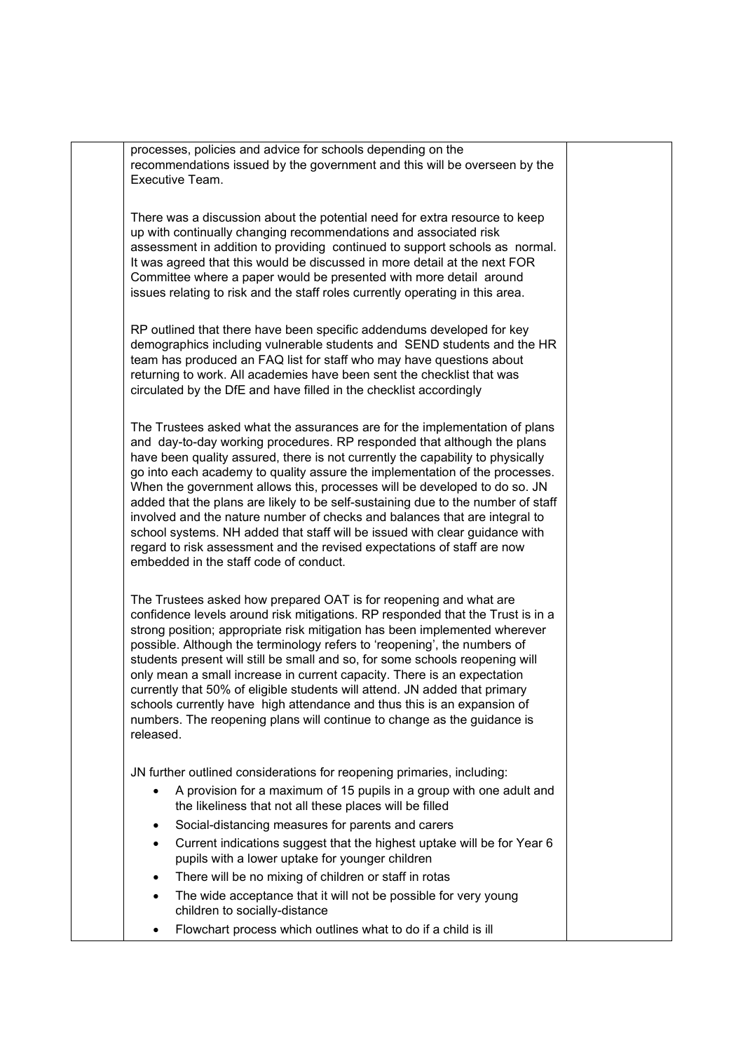processes, policies and advice for schools depending on the recommendations issued by the government and this will be overseen by the Executive Team.

There was a discussion about the potential need for extra resource to keep up with continually changing recommendations and associated risk assessment in addition to providing continued to support schools as normal. It was agreed that this would be discussed in more detail at the next FOR Committee where a paper would be presented with more detail around issues relating to risk and the staff roles currently operating in this area.

RP outlined that there have been specific addendums developed for key demographics including vulnerable students and SEND students and the HR team has produced an FAQ list for staff who may have questions about returning to work. All academies have been sent the checklist that was circulated by the DfE and have filled in the checklist accordingly

The Trustees asked what the assurances are for the implementation of plans and day-to-day working procedures. RP responded that although the plans have been quality assured, there is not currently the capability to physically go into each academy to quality assure the implementation of the processes. When the government allows this, processes will be developed to do so. JN added that the plans are likely to be self-sustaining due to the number of staff involved and the nature number of checks and balances that are integral to school systems. NH added that staff will be issued with clear guidance with regard to risk assessment and the revised expectations of staff are now embedded in the staff code of conduct.

The Trustees asked how prepared OAT is for reopening and what are confidence levels around risk mitigations. RP responded that the Trust is in a strong position; appropriate risk mitigation has been implemented wherever possible. Although the terminology refers to 'reopening', the numbers of students present will still be small and so, for some schools reopening will only mean a small increase in current capacity. There is an expectation currently that 50% of eligible students will attend. JN added that primary schools currently have high attendance and thus this is an expansion of numbers. The reopening plans will continue to change as the guidance is released.

JN further outlined considerations for reopening primaries, including:

- A provision for a maximum of 15 pupils in a group with one adult and the likeliness that not all these places will be filled
- Social-distancing measures for parents and carers
- Current indications suggest that the highest uptake will be for Year 6 pupils with a lower uptake for younger children
- There will be no mixing of children or staff in rotas
- The wide acceptance that it will not be possible for very young children to socially-distance
- Flowchart process which outlines what to do if a child is ill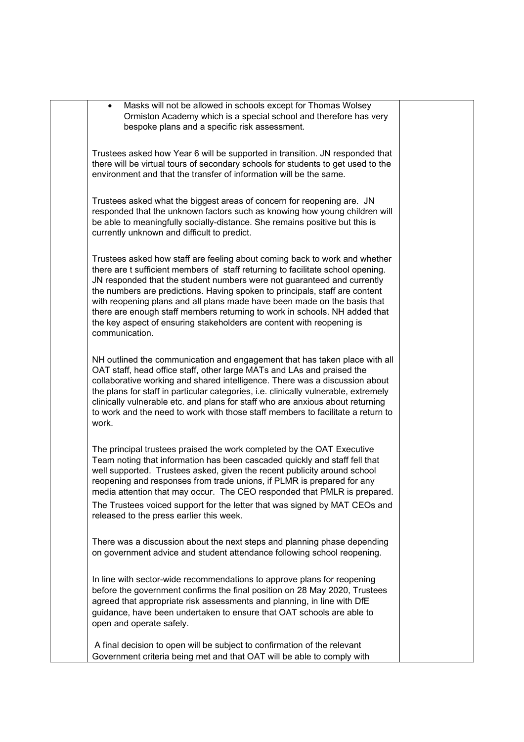- Masks will not be allowed in schools except for Thomas Wolsey Ormiston Academy which is a special school and therefore has very bespoke plans and a specific risk assessment.

Trustees asked how Year 6 will be supported in transition. JN responded that there will be virtual tours of secondary schools for students to get used to the environment and that the transfer of information will be the same.

Trustees asked what the biggest areas of concern for reopening are. JN responded that the unknown factors such as knowing how young children will be able to meaningfully socially-distance. She remains positive but this is currently unknown and difficult to predict.

Trustees asked how staff are feeling about coming back to work and whether there are t sufficient members of staff returning to facilitate school opening. JN responded that the student numbers were not guaranteed and currently the numbers are predictions. Having spoken to principals, staff are content with reopening plans and all plans made have been made on the basis that there are enough staff members returning to work in schools. NH added that the key aspect of ensuring stakeholders are content with reopening is communication.

NH outlined the communication and engagement that has taken place with all OAT staff, head office staff, other large MATs and LAs and praised the collaborative working and shared intelligence. There was a discussion about the plans for staff in particular categories, i.e. clinically vulnerable, extremely clinically vulnerable etc. and plans for staff who are anxious about returning to work and the need to work with those staff members to facilitate a return to work.

The principal trustees praised the work completed by the OAT Executive Team noting that information has been cascaded quickly and staff fell that well supported. Trustees asked, given the recent publicity around school reopening and responses from trade unions, if PLMR is prepared for any media attention that may occur. The CEO responded that PMLR is prepared. The Trustees voiced support for the letter that was signed by MAT CEOs and released to the press earlier this week.

There was a discussion about the next steps and planning phase depending on government advice and student attendance following school reopening.

In line with sector-wide recommendations to approve plans for reopening before the government confirms the final position on 28 May 2020, Trustees agreed that appropriate risk assessments and planning, in line with DfE guidance, have been undertaken to ensure that OAT schools are able to open and operate safely.

A final decision to open will be subject to confirmation of the relevant Government criteria being met and that OAT will be able to comply with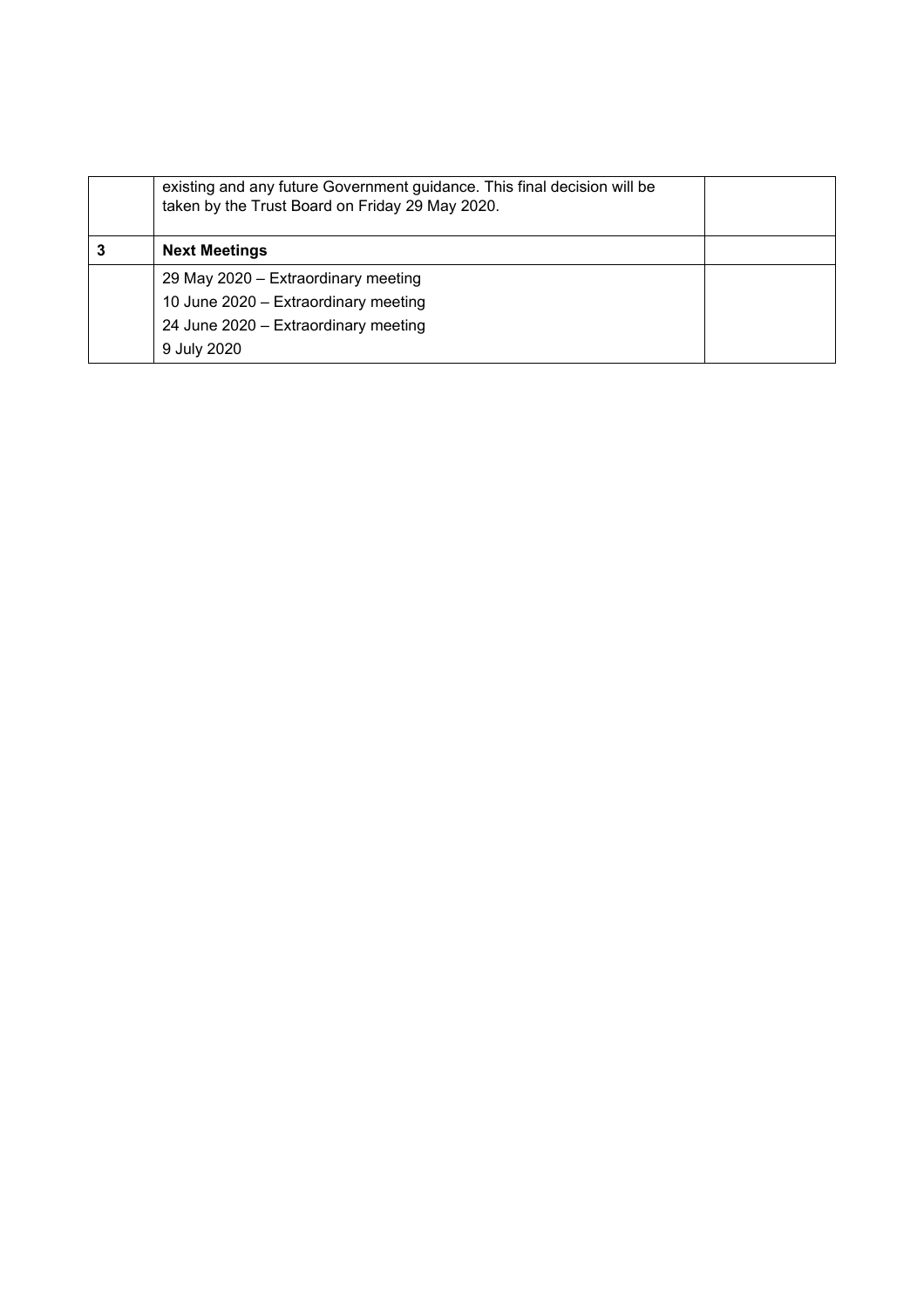| | | |
|---|---|---|
| | existing and any future Government guidance. This final decision will be taken by the Trust Board on Friday 29 May 2020. | |
| **3** | **Next Meetings** | |
| | 29 May 2020 – Extraordinary meeting<br>10 June 2020 – Extraordinary meeting<br>24 June 2020 – Extraordinary meeting<br>9 July 2020 | |